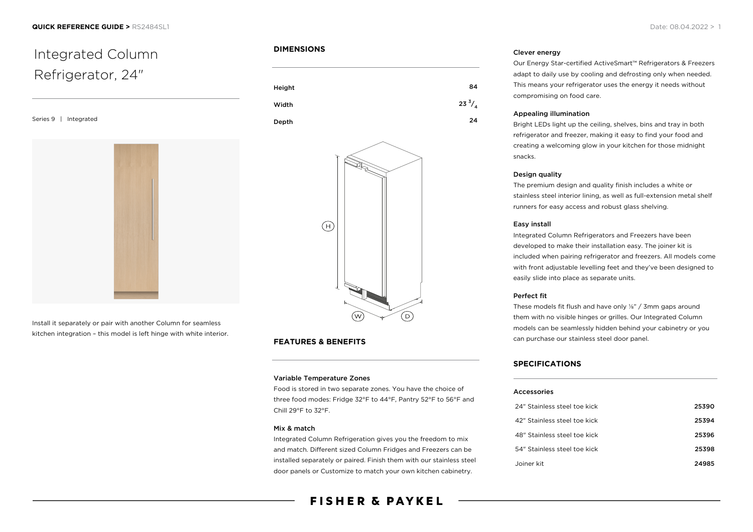**QUICK REFERENCE GUIDE >** RS2484SL1

Date: 08.04.2022

# Integrated Column Refrigerator, 24"

Series 9 | Integrated

Install it separately or pair with another Column for seamless kitchen integration – this model is left hinge with white interior.

## DIMENSIONS

| | |
|---|---|
| Height | 84 |
| Width | 23 $^{3}/_{4}$ |
| Depth | 24 |

H

W D

## FEATURES & BENEFITS

### Variable Temperature Zones

Food is stored in two separate zones. You have the choice of three food modes: Fridge 32°F to 44°F, Pantry 52°F to 56°F and Chill 29°F to 32°F.

### Mix & match

Integrated Column Refrigeration gives you the freedom to mix and match. Different sized Column Fridges and Freezers can be installed separately or paired. Finish them with our stainless steel door panels or Customize to match your own kitchen cabinetry.

### Clever energy

Our Energy Star-certified ActiveSmart™ Refrigerators & Freezers adapt to daily use by cooling and defrosting only when needed. This means your refrigerator uses the energy it needs without compromising on food care.

### Appealing illumination

Bright LEDs light up the ceiling, shelves, bins and tray in both refrigerator and freezer, making it easy to find your food and creating a welcoming glow in your kitchen for those midnight snacks.

### Design quality

The premium design and quality finish includes a white or stainless steel interior lining, as well as full-extension metal shelf runners for easy access and robust glass shelving.

### Easy install

Integrated Column Refrigerators and Freezers have been developed to make their installation easy. The joiner kit is included when pairing refrigerator and freezers. All models come with front adjustable levelling feet and they've been designed to easily slide into place as separate units.

### Perfect fit

These models fit flush and have only ⅛" / 3mm gaps around them with no visible hinges or grilles. Our Integrated Column models can be seamlessly hidden behind your cabinetry or you can purchase our stainless steel door panel.

## SPECIFICATIONS

### Accessories

| | |
|---|---|
| 24" Stainless steel toe kick | **25390** |
| 42" Stainless steel toe kick | **25394** |
| 48" Stainless steel toe kick | **25396** |
| 54" Stainless steel toe kick | **25398** |
| Joiner kit | **24985** |

FISHER & PAYKEL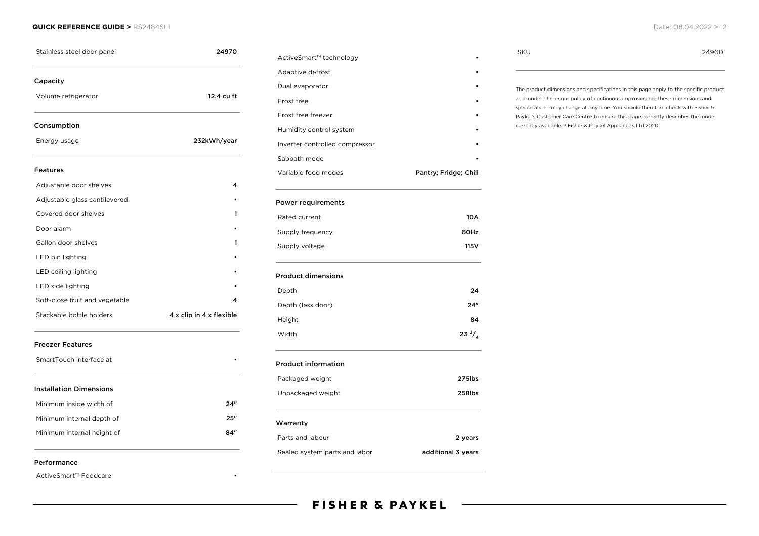| | |
|---|---|
| Stainless steel door panel | 24970 |

### Capacity

| | |
|---|---|
| Volume refrigerator | 12.4 cu ft |

### Consumption

| | |
|---|---|
| Energy usage | 232kWh/year |

### Features

| | |
|---|---|
| Adjustable door shelves | 4 |
| Adjustable glass cantilevered | • |
| Covered door shelves | 1 |
| Door alarm | • |
| Gallon door shelves | 1 |
| LED bin lighting | • |
| LED ceiling lighting | • |
| LED side lighting | • |
| Soft-close fruit and vegetable | 4 |
| Stackable bottle holders | 4 x clip in 4 x flexible |

### Freezer Features

| | |
|---|---|
| SmartTouch interface at | • |

### Installation Dimensions

| | |
|---|---|
| Minimum inside width of | 24″ |
| Minimum internal depth of | 25″ |
| Minimum internal height of | 84″ |

### Performance

| | |
|---|---|
| ActiveSmart™ Foodcare | • |
| ActiveSmart™ technology | • |
| Adaptive defrost | • |
| Dual evaporator | • |
| Frost free | • |
| Frost free freezer | • |
| Humidity control system | • |
| Inverter controlled compressor | • |
| Sabbath mode | • |
| Variable food modes | Pantry; Fridge; Chill |

### Power requirements

| | |
|---|---|
| Rated current | 10A |
| Supply frequency | 60Hz |
| Supply voltage | 115V |

### Product dimensions

| | |
|---|---|
| Depth | 24 |
| Depth (less door) | 24″ |
| Height | 84 |
| Width | 23 $^3/_4$ |

### Product information

| | |
|---|---|
| Packaged weight | 275lbs |
| Unpackaged weight | 258lbs |

### Warranty

| | |
|---|---|
| Parts and labour | 2 years |
| Sealed system parts and labor | additional 3 years |

| | |
|---|---|
| SKU | 24960 |

The product dimensions and specifications in this page apply to the specific product and model. Under our policy of continuous improvement, these dimensions and specifications may change at any time. You should therefore check with Fisher & Paykel's Customer Care Centre to ensure this page correctly describes the model currently available. ? Fisher & Paykel Appliances Ltd 2020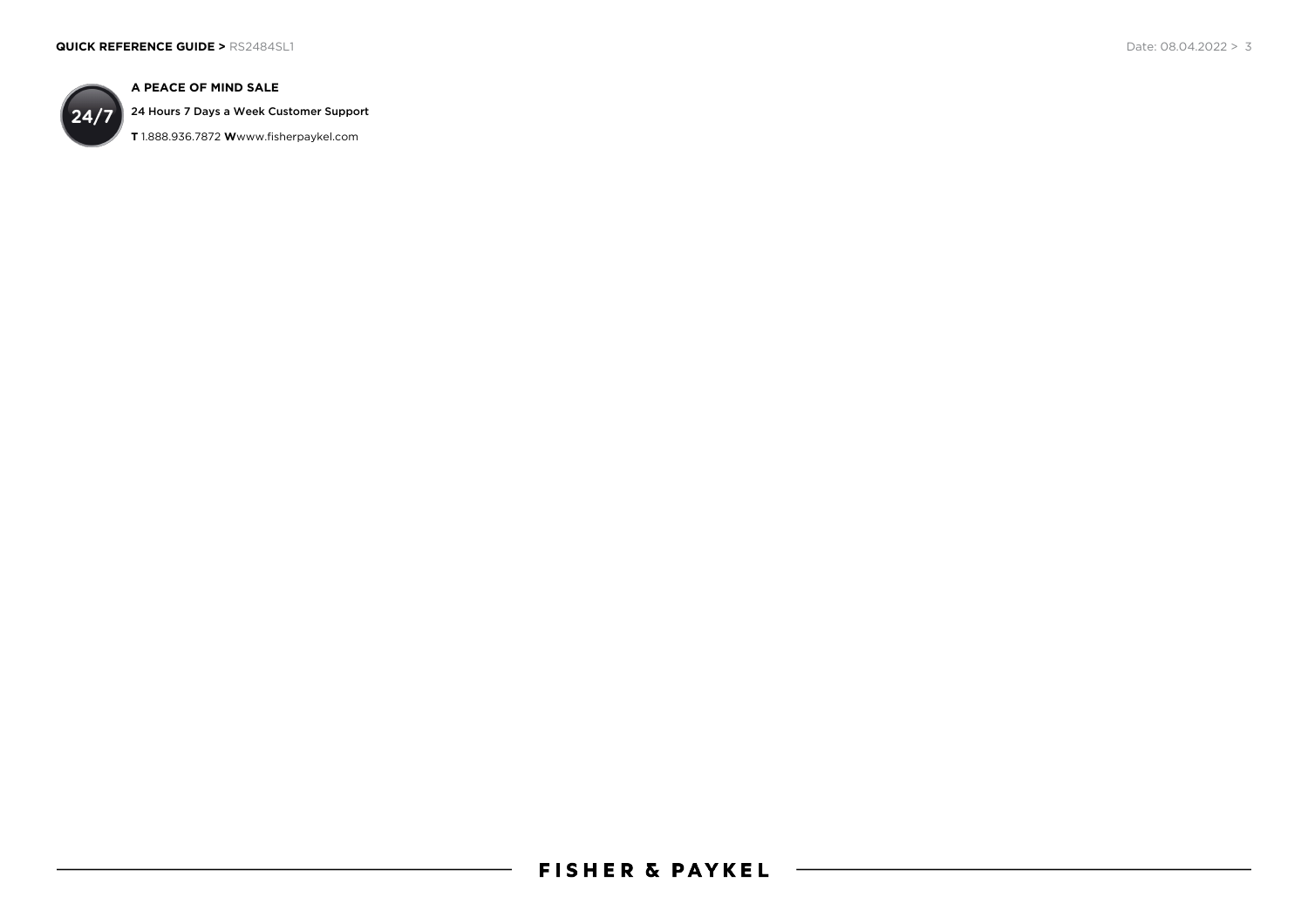### A PEACE OF MIND SALE

24/7

24 Hours 7 Days a Week Customer Support

**T** 1.888.936.7872 **W**www.fisherpaykel.com